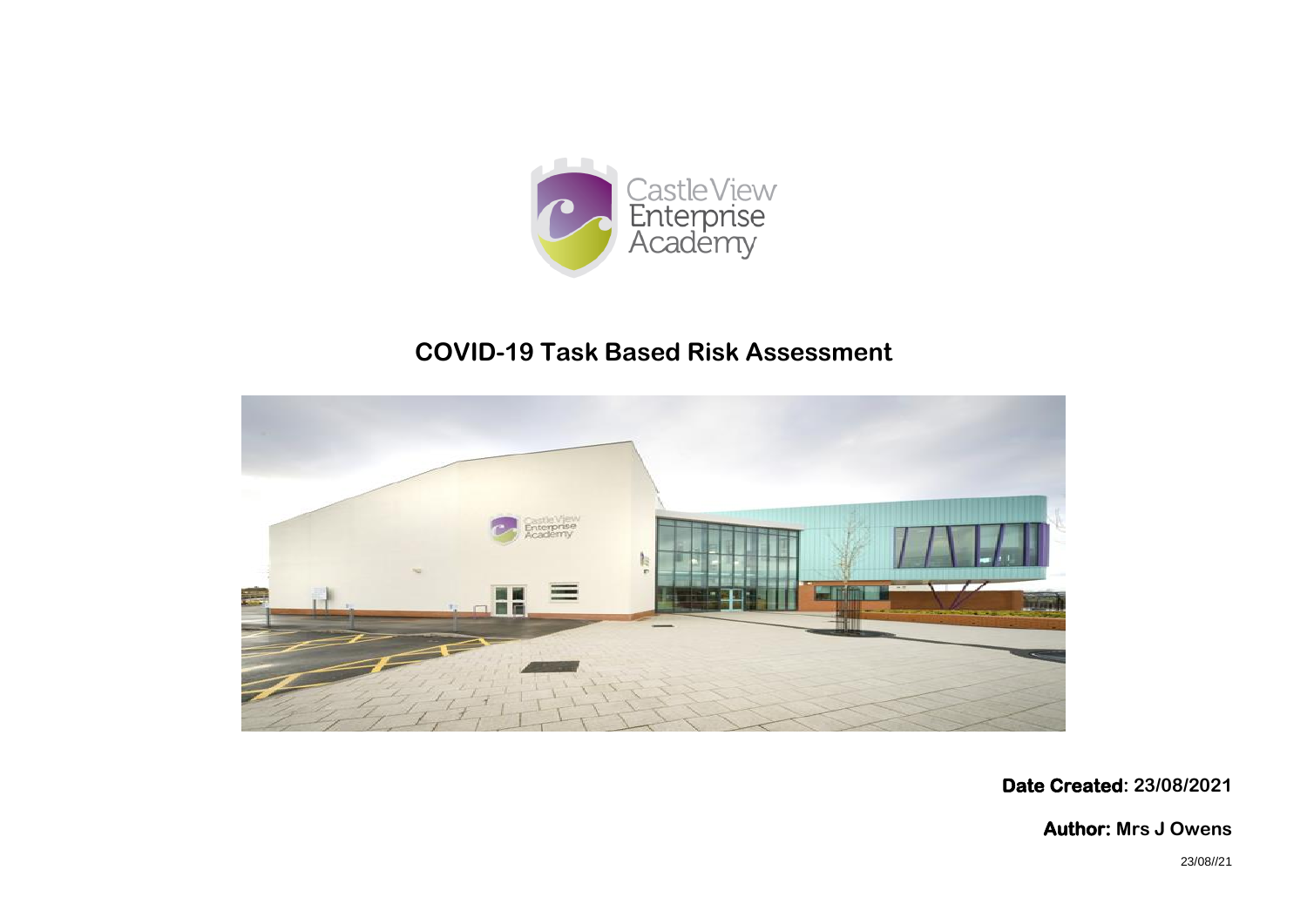Castle View Enterprise Academy

# COVID-19 Task Based Risk Assessment

**Date Created: 23/08/2021**

**Author: Mrs J Owens**

23/08//21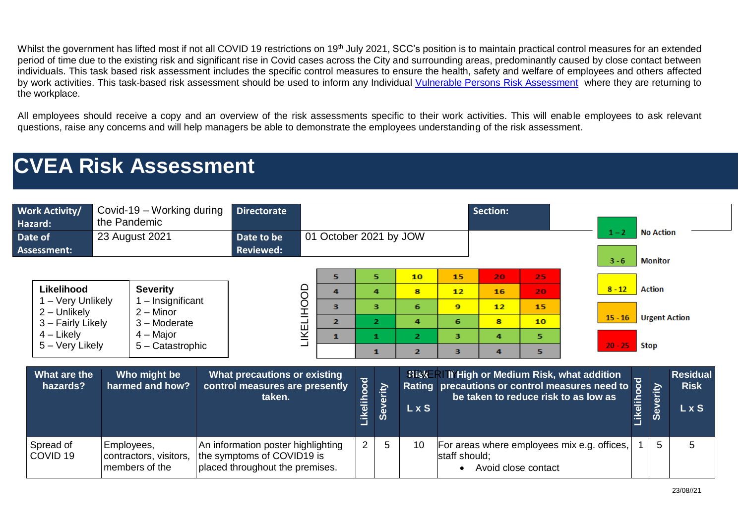Whilst the government has lifted most if not all COVID 19 restrictions on 19th July 2021, SCC's position is to maintain practical control measures for an extended period of time due to the existing risk and significant rise in Covid cases across the City and surrounding areas, predominantly caused by close contact between individuals. This task based risk assessment includes the specific control measures to ensure the health, safety and welfare of employees and others affected by work activities. This task-based risk assessment should be used to inform any Individual Vulnerable Persons Risk Assessment where they are returning to the workplace.

All employees should receive a copy and an overview of the risk assessments specific to their work activities. This will enable employees to ask relevant questions, raise any concerns and will help managers be able to demonstrate the employees understanding of the risk assessment.

# CVEA Risk Assessment

| Work Activity/ Hazard: | Covid-19 – Working during the Pandemic | Directorate | | Section: | |
|---|---|---|---|---|---|
| Date of Assessment: | 23 August 2021 | Date to be Reviewed: | 01 October 2021 by JOW | | |

| Likelihood | Severity |
|---|---|
| 1 – Very Unlikely | 1 – Insignificant |
| 2 – Unlikely | 2 – Minor |
| 3 – Fairly Likely | 3 – Moderate |
| 4 – Likely | 4 – Major |
| 5 – Very Likely | 5 – Catastrophic |

| LIKELIHOOD | | | | | |
|---|---|---|---|---|---|
| 5 | 5 | 10 | 15 | 20 | 25 |
| 4 | 4 | 8 | 12 | 16 | 20 |
| 3 | 3 | 6 | 9 | 12 | 15 |
| 2 | 2 | 4 | 6 | 8 | 10 |
| 1 | 1 | 2 | 3 | 4 | 5 |
| | 1 | 2 | 3 | 4 | 5 |
| | SEVERITY | | | | |

| Score | Action |
|---|---|
| 1 – 2 | No Action |
| 3 - 6 | Monitor |
| 8 - 12 | Action |
| 15 - 16 | Urgent Action |
| 20 - 25 | Stop |

| What are the hazards? | Who might be harmed and how? | What precautions or existing control measures are presently taken. | Likelihood | Severity | Risk Rating L x S | If High or Medium Risk, what addition precautions or control measures need to be taken to reduce risk to as low as | Likelihood | Severity | Residual Risk L x S |
|---|---|---|---|---|---|---|---|---|---|
| Spread of COVID 19 | Employees, contractors, visitors, members of the | An information poster highlighting the symptoms of COVID19 is placed throughout the premises. | 2 | 5 | 10 | For areas where employees mix e.g. offices, staff should;<br>• Avoid close contact | 1 | 5 | 5 |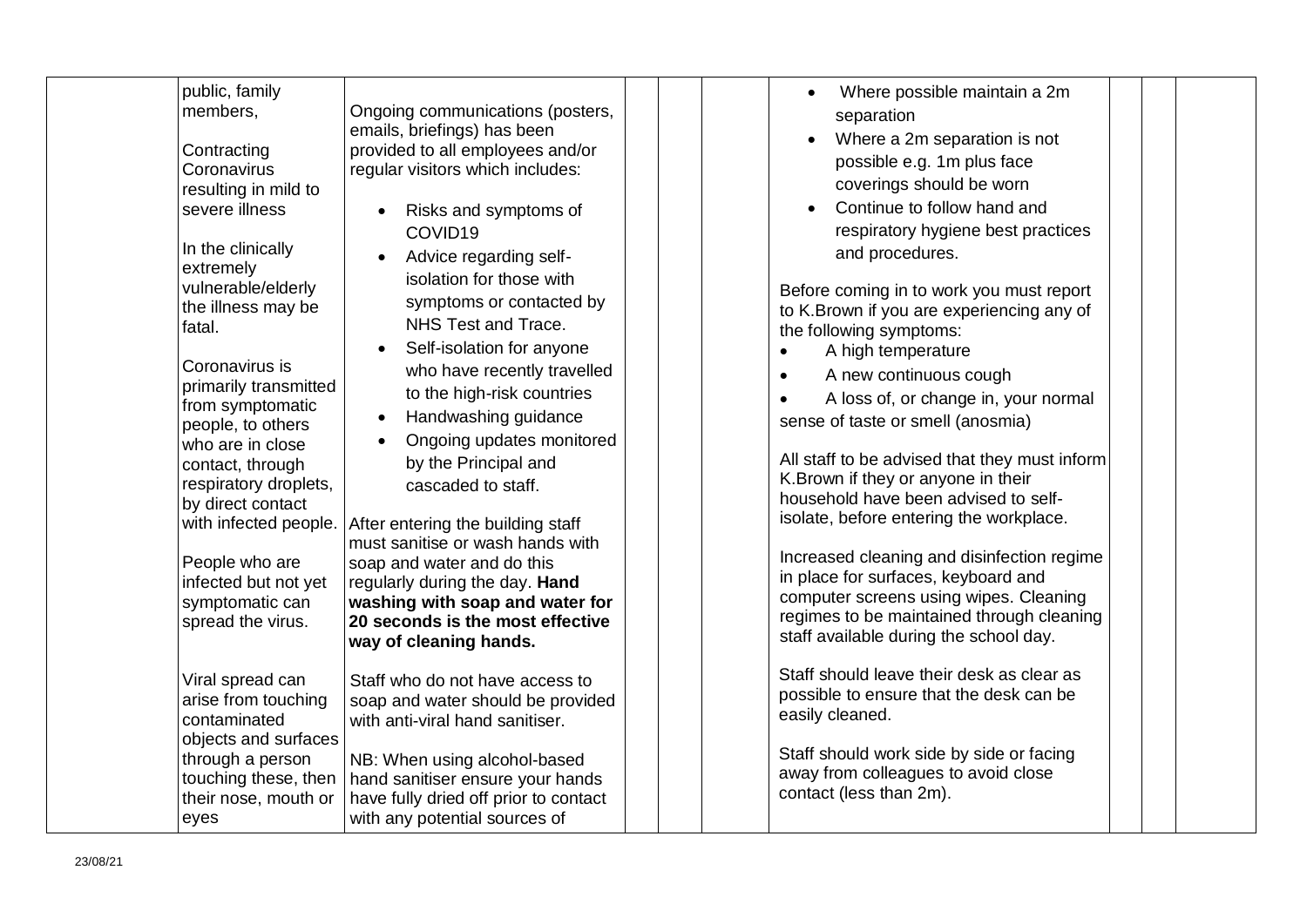| | | | | | | | | | |
|---|---|---|---|---|---|---|---|---|---|
| | public, family members,<br><br>Contracting Coronavirus resulting in mild to severe illness<br><br>In the clinically extremely vulnerable/elderly the illness may be fatal.<br><br>Coronavirus is primarily transmitted from symptomatic people, to others who are in close contact, through respiratory droplets, by direct contact with infected people.<br><br>People who are infected but not yet symptomatic can spread the virus.<br><br>Viral spread can arise from touching contaminated objects and surfaces through a person touching these, then their nose, mouth or eyes | Ongoing communications (posters, emails, briefings) has been provided to all employees and/or regular visitors which includes:<br><br>• Risks and symptoms of COVID19<br>• Advice regarding self-isolation for those with symptoms or contacted by NHS Test and Trace.<br>• Self-isolation for anyone who have recently travelled to the high-risk countries<br>• Handwashing guidance<br>• Ongoing updates monitored by the Principal and cascaded to staff.<br><br>After entering the building staff must sanitise or wash hands with soap and water and do this regularly during the day. **Hand washing with soap and water for 20 seconds is the most effective way of cleaning hands.**<br><br>Staff who do not have access to soap and water should be provided with anti-viral hand sanitiser.<br><br>NB: When using alcohol-based hand sanitiser ensure your hands have fully dried off prior to contact with any potential sources of | | | | • Where possible maintain a 2m separation<br>• Where a 2m separation is not possible e.g. 1m plus face coverings should be worn<br>• Continue to follow hand and respiratory hygiene best practices and procedures.<br><br>Before coming in to work you must report to K.Brown if you are experiencing any of the following symptoms:<br>• A high temperature<br>• A new continuous cough<br>• A loss of, or change in, your normal sense of taste or smell (anosmia)<br><br>All staff to be advised that they must inform K.Brown if they or anyone in their household have been advised to self-isolate, before entering the workplace.<br><br>Increased cleaning and disinfection regime in place for surfaces, keyboard and computer screens using wipes. Cleaning regimes to be maintained through cleaning staff available during the school day.<br><br>Staff should leave their desk as clear as possible to ensure that the desk can be easily cleaned.<br><br>Staff should work side by side or facing away from colleagues to avoid close contact (less than 2m). | | | |

23/08/21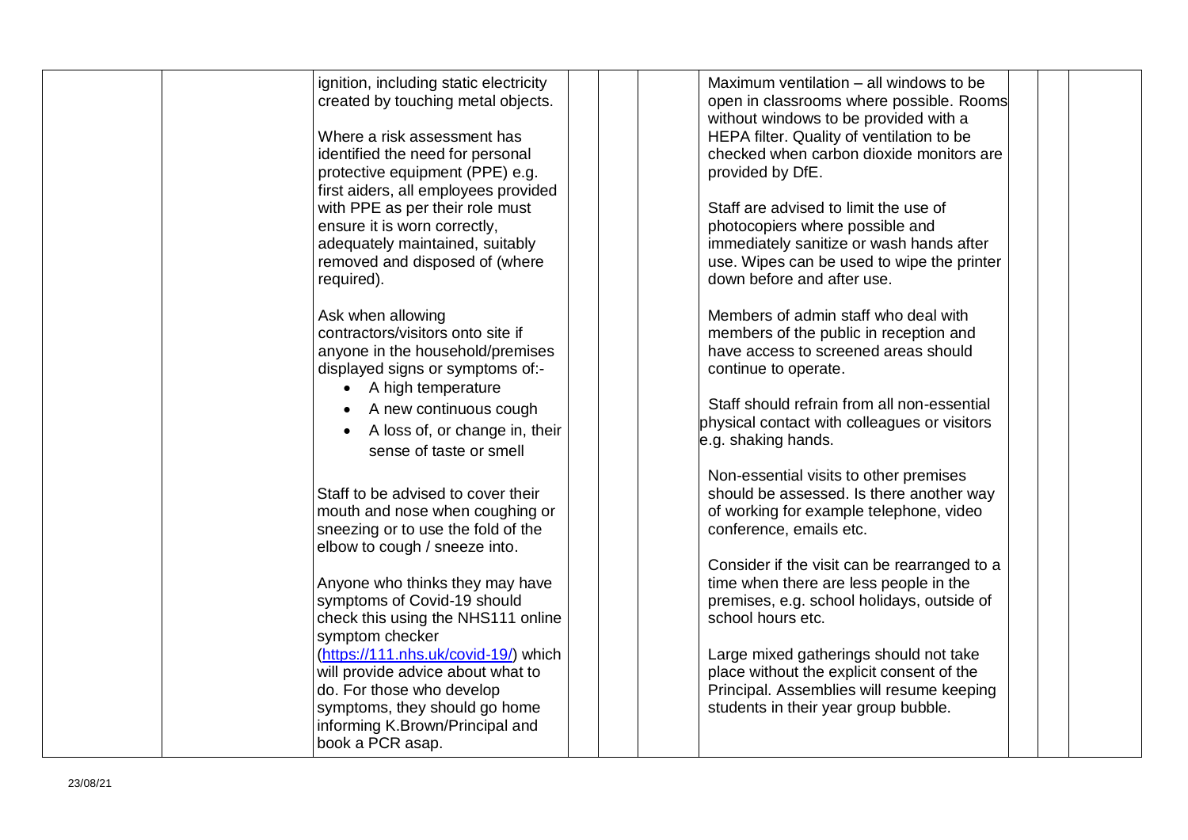| | | | | | | | | | |
|---|---|---|---|---|---|---|---|---|---|
| | | ignition, including static electricity created by touching metal objects.<br><br>Where a risk assessment has identified the need for personal protective equipment (PPE) e.g. first aiders, all employees provided with PPE as per their role must ensure it is worn correctly, adequately maintained, suitably removed and disposed of (where required).<br><br>Ask when allowing contractors/visitors onto site if anyone in the household/premises displayed signs or symptoms of:-<br>• A high temperature<br>• A new continuous cough<br>• A loss of, or change in, their sense of taste or smell<br><br>Staff to be advised to cover their mouth and nose when coughing or sneezing or to use the fold of the elbow to cough / sneeze into.<br><br>Anyone who thinks they may have symptoms of Covid-19 should check this using the NHS111 online symptom checker (https://111.nhs.uk/covid-19/) which will provide advice about what to do. For those who develop symptoms, they should go home informing K.Brown/Principal and book a PCR asap. | | | | Maximum ventilation – all windows to be open in classrooms where possible. Rooms without windows to be provided with a HEPA filter. Quality of ventilation to be checked when carbon dioxide monitors are provided by DfE.<br><br>Staff are advised to limit the use of photocopiers where possible and immediately sanitize or wash hands after use. Wipes can be used to wipe the printer down before and after use.<br><br>Members of admin staff who deal with members of the public in reception and have access to screened areas should continue to operate.<br><br>Staff should refrain from all non-essential physical contact with colleagues or visitors e.g. shaking hands.<br><br>Non-essential visits to other premises should be assessed. Is there another way of working for example telephone, video conference, emails etc.<br><br>Consider if the visit can be rearranged to a time when there are less people in the premises, e.g. school holidays, outside of school hours etc.<br><br>Large mixed gatherings should not take place without the explicit consent of the Principal. Assemblies will resume keeping students in their year group bubble. | | | |

23/08/21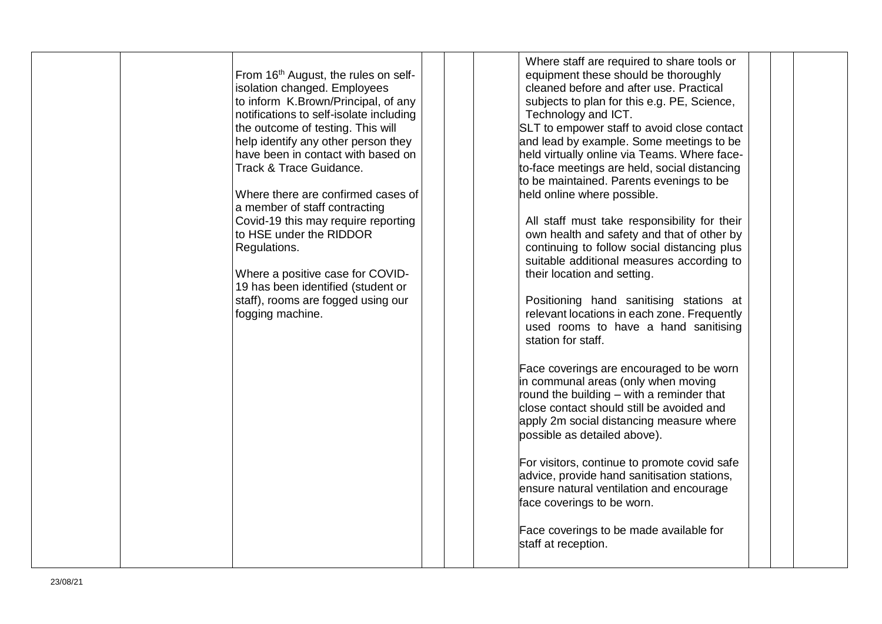| | | | | | | | | | |
|---|---|---|---|---|---|---|---|---|---|
| | | From 16th August, the rules on self-isolation changed. Employees to inform K.Brown/Principal, of any notifications to self-isolate including the outcome of testing. This will help identify any other person they have been in contact with based on Track & Trace Guidance.<br><br>Where there are confirmed cases of a member of staff contracting Covid-19 this may require reporting to HSE under the RIDDOR Regulations.<br><br>Where a positive case for COVID-19 has been identified (student or staff), rooms are fogged using our fogging machine. | | | | Where staff are required to share tools or equipment these should be thoroughly cleaned before and after use. Practical subjects to plan for this e.g. PE, Science, Technology and ICT.<br>SLT to empower staff to avoid close contact and lead by example. Some meetings to be held virtually online via Teams. Where face-to-face meetings are held, social distancing to be maintained. Parents evenings to be held online where possible.<br><br>All staff must take responsibility for their own health and safety and that of other by continuing to follow social distancing plus suitable additional measures according to their location and setting.<br><br>Positioning hand sanitising stations at relevant locations in each zone. Frequently used rooms to have a hand sanitising station for staff.<br><br>Face coverings are encouraged to be worn in communal areas (only when moving round the building – with a reminder that close contact should still be avoided and apply 2m social distancing measure where possible as detailed above).<br><br>For visitors, continue to promote covid safe advice, provide hand sanitisation stations, ensure natural ventilation and encourage face coverings to be worn.<br><br>Face coverings to be made available for staff at reception. | | | |

23/08/21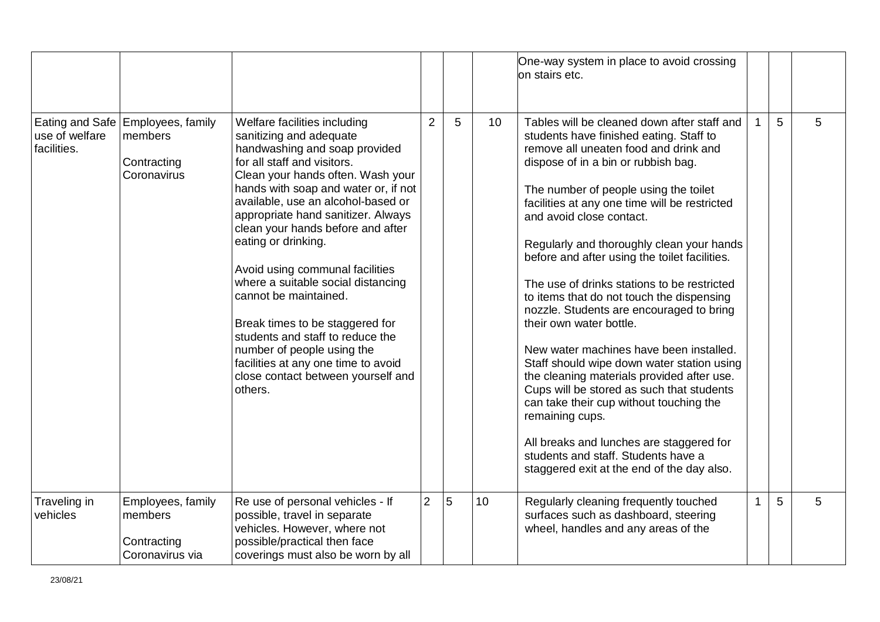| | | | | | | | | | |
|---|---|---|---|---|---|---|---|---|---|
| | | | | | | One-way system in place to avoid crossing on stairs etc. | | | |
| Eating and Safe use of welfare facilities. | Employees, family members<br><br>Contracting Coronavirus | Welfare facilities including sanitizing and adequate handwashing and soap provided for all staff and visitors.<br>Clean your hands often. Wash your hands with soap and water or, if not available, use an alcohol-based or appropriate hand sanitizer. Always clean your hands before and after eating or drinking.<br><br>Avoid using communal facilities where a suitable social distancing cannot be maintained.<br><br>Break times to be staggered for students and staff to reduce the number of people using the facilities at any one time to avoid close contact between yourself and others. | 2 | 5 | 10 | Tables will be cleaned down after staff and students have finished eating. Staff to remove all uneaten food and drink and dispose of in a bin or rubbish bag.<br><br>The number of people using the toilet facilities at any one time will be restricted and avoid close contact.<br><br>Regularly and thoroughly clean your hands before and after using the toilet facilities.<br><br>The use of drinks stations to be restricted to items that do not touch the dispensing nozzle. Students are encouraged to bring their own water bottle.<br><br>New water machines have been installed. Staff should wipe down water station using the cleaning materials provided after use. Cups will be stored as such that students can take their cup without touching the remaining cups.<br><br>All breaks and lunches are staggered for students and staff. Students have a staggered exit at the end of the day also. | 1 | 5 | 5 |
| Traveling in vehicles | Employees, family members<br><br>Contracting Coronavirus via | Re use of personal vehicles - If possible, travel in separate vehicles. However, where not possible/practical then face coverings must also be worn by all | 2 | 5 | 10 | Regularly cleaning frequently touched surfaces such as dashboard, steering wheel, handles and any areas of the | 1 | 5 | 5 |

23/08/21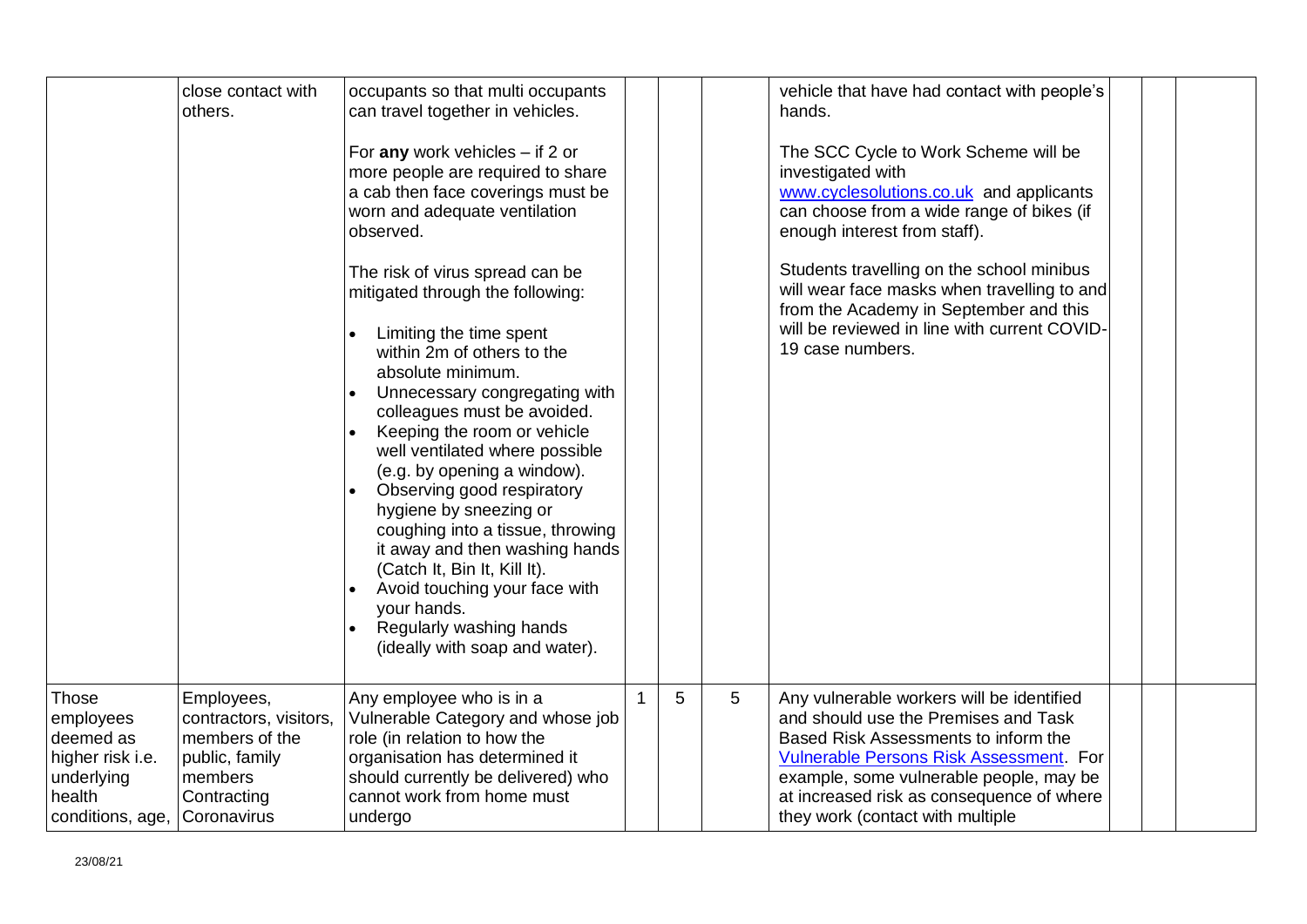|  |  |  |  |  |  |  |  |  |  |
|---|---|---|---|---|---|---|---|---|---|
|  | close contact with others. | occupants so that multi occupants can travel together in vehicles.<br><br>For **any** work vehicles – if 2 or more people are required to share a cab then face coverings must be worn and adequate ventilation observed.<br><br>The risk of virus spread can be mitigated through the following:<br><br>• Limiting the time spent within 2m of others to the absolute minimum.<br>• Unnecessary congregating with colleagues must be avoided.<br>• Keeping the room or vehicle well ventilated where possible (e.g. by opening a window).<br>• Observing good respiratory hygiene by sneezing or coughing into a tissue, throwing it away and then washing hands (Catch It, Bin It, Kill It).<br>• Avoid touching your face with your hands.<br>• Regularly washing hands (ideally with soap and water). |  |  |  | vehicle that have had contact with people's hands.<br><br>The SCC Cycle to Work Scheme will be investigated with www.cyclesolutions.co.uk and applicants can choose from a wide range of bikes (if enough interest from staff).<br><br>Students travelling on the school minibus will wear face masks when travelling to and from the Academy in September and this will be reviewed in line with current COVID-19 case numbers. |  |  |  |
| Those employees deemed as higher risk i.e. underlying health conditions, age, | Employees, contractors, visitors, members of the public, family members Contracting Coronavirus | Any employee who is in a Vulnerable Category and whose job role (in relation to how the organisation has determined it should currently be delivered) who cannot work from home must undergo | 1 | 5 | 5 | Any vulnerable workers will be identified and should use the Premises and Task Based Risk Assessments to inform the Vulnerable Persons Risk Assessment. For example, some vulnerable people, may be at increased risk as consequence of where they work (contact with multiple |  |  |  |

23/08/21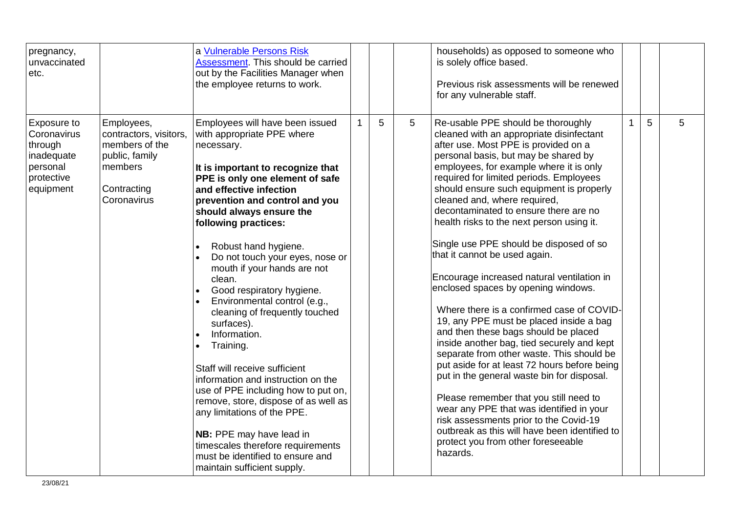| | | | | | | | | | |
|---|---|---|---|---|---|---|---|---|---|
| pregnancy, unvaccinated etc. | | a Vulnerable Persons Risk Assessment. This should be carried out by the Facilities Manager when the employee returns to work. | | | | households) as opposed to someone who is solely office based.<br><br>Previous risk assessments will be renewed for any vulnerable staff. | | | |
| Exposure to Coronavirus through inadequate personal protective equipment | Employees, contractors, visitors, members of the public, family members<br><br>Contracting Coronavirus | Employees will have been issued with appropriate PPE where necessary.<br><br>**It is important to recognize that PPE is only one element of safe and effective infection prevention and control and you should always ensure the following practices:**<br><br>• Robust hand hygiene.<br>• Do not touch your eyes, nose or mouth if your hands are not clean.<br>• Good respiratory hygiene.<br>• Environmental control (e.g., cleaning of frequently touched surfaces).<br>• Information.<br>• Training.<br><br>Staff will receive sufficient information and instruction on the use of PPE including how to put on, remove, store, dispose of as well as any limitations of the PPE.<br><br>**NB:** PPE may have lead in timescales therefore requirements must be identified to ensure and maintain sufficient supply. | 1 | 5 | 5 | Re-usable PPE should be thoroughly cleaned with an appropriate disinfectant after use. Most PPE is provided on a personal basis, but may be shared by employees, for example where it is only required for limited periods. Employees should ensure such equipment is properly cleaned and, where required, decontaminated to ensure there are no health risks to the next person using it.<br><br>Single use PPE should be disposed of so that it cannot be used again.<br><br>Encourage increased natural ventilation in enclosed spaces by opening windows.<br><br>Where there is a confirmed case of COVID-19, any PPE must be placed inside a bag and then these bags should be placed inside another bag, tied securely and kept separate from other waste. This should be put aside for at least 72 hours before being put in the general waste bin for disposal.<br><br>Please remember that you still need to wear any PPE that was identified in your risk assessments prior to the Covid-19 outbreak as this will have been identified to protect you from other foreseeable hazards. | 1 | 5 | 5 |

23/08/21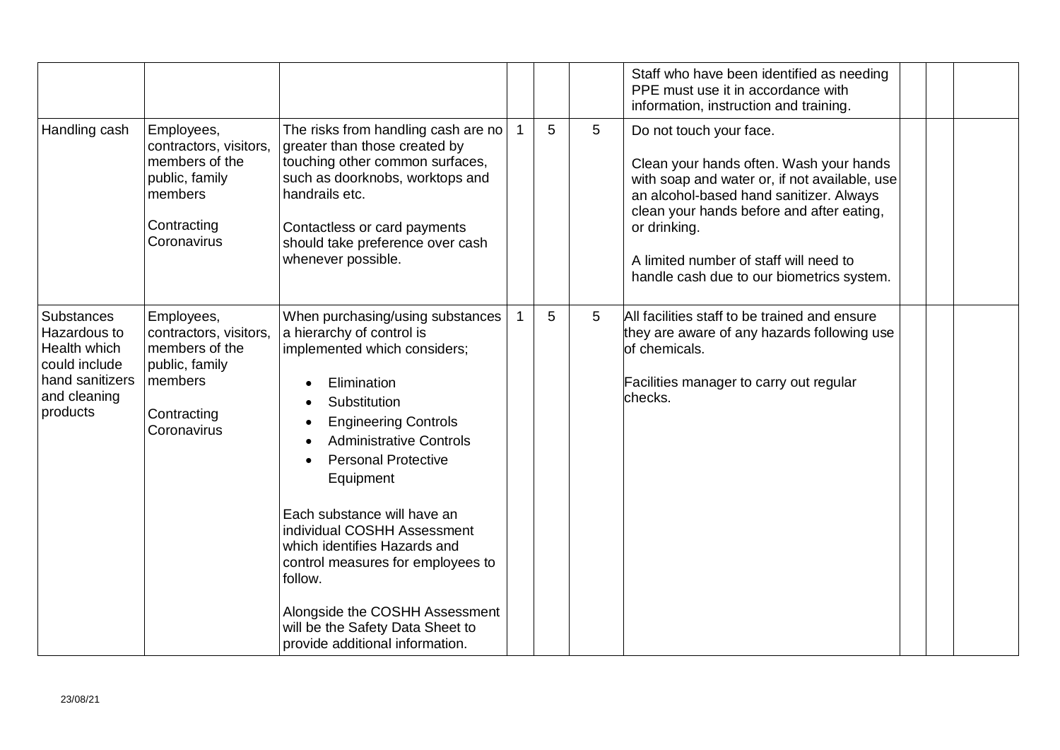| | | | | | | | | | |
|---|---|---|---|---|---|---|---|---|---|
| | | | | | | Staff who have been identified as needing PPE must use it in accordance with information, instruction and training. | | | |
| Handling cash | Employees, contractors, visitors, members of the public, family members<br><br>Contracting Coronavirus | The risks from handling cash are no greater than those created by touching other common surfaces, such as doorknobs, worktops and handrails etc.<br><br>Contactless or card payments should take preference over cash whenever possible. | 1 | 5 | 5 | Do not touch your face.<br><br>Clean your hands often. Wash your hands with soap and water or, if not available, use an alcohol-based hand sanitizer. Always clean your hands before and after eating, or drinking.<br><br>A limited number of staff will need to handle cash due to our biometrics system. | | | |
| Substances Hazardous to Health which could include hand sanitizers and cleaning products | Employees, contractors, visitors, members of the public, family members<br><br>Contracting Coronavirus | When purchasing/using substances a hierarchy of control is implemented which considers;<br><br>• Elimination<br>• Substitution<br>• Engineering Controls<br>• Administrative Controls<br>• Personal Protective Equipment<br><br>Each substance will have an individual COSHH Assessment which identifies Hazards and control measures for employees to follow.<br><br>Alongside the COSHH Assessment will be the Safety Data Sheet to provide additional information. | 1 | 5 | 5 | All facilities staff to be trained and ensure they are aware of any hazards following use of chemicals.<br><br>Facilities manager to carry out regular checks. | | | |

23/08/21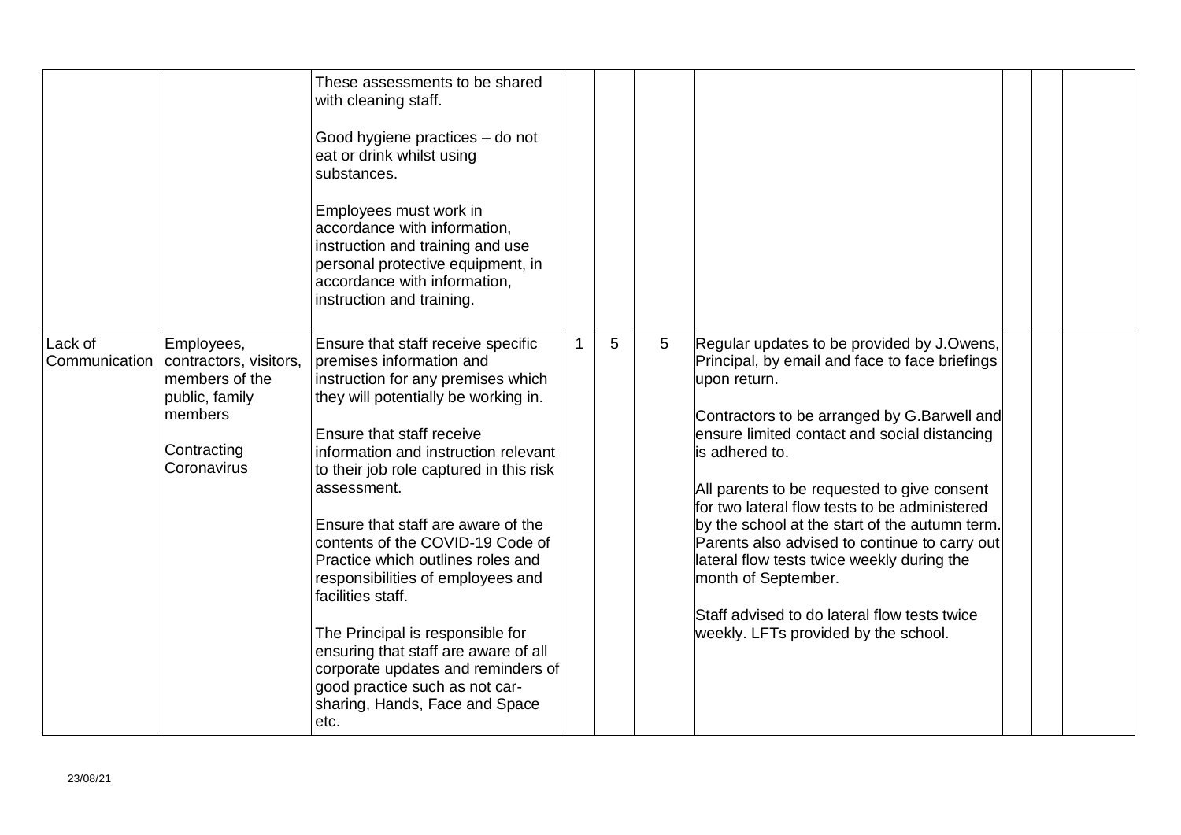|  |  |  |  |  |  |  |  |  |  |
|---|---|---|---|---|---|---|---|---|---|
|  |  | These assessments to be shared with cleaning staff.<br><br>Good hygiene practices – do not eat or drink whilst using substances.<br><br>Employees must work in accordance with information, instruction and training and use personal protective equipment, in accordance with information, instruction and training. |  |  |  |  |  |  |  |
| Lack of Communication | Employees, contractors, visitors, members of the public, family members<br><br>Contracting Coronavirus | Ensure that staff receive specific premises information and instruction for any premises which they will potentially be working in.<br><br>Ensure that staff receive information and instruction relevant to their job role captured in this risk assessment.<br><br>Ensure that staff are aware of the contents of the COVID-19 Code of Practice which outlines roles and responsibilities of employees and facilities staff.<br><br>The Principal is responsible for ensuring that staff are aware of all corporate updates and reminders of good practice such as not car-sharing, Hands, Face and Space etc. | 1 | 5 | 5 | Regular updates to be provided by J.Owens, Principal, by email and face to face briefings upon return.<br><br>Contractors to be arranged by G.Barwell and ensure limited contact and social distancing is adhered to.<br><br>All parents to be requested to give consent for two lateral flow tests to be administered by the school at the start of the autumn term. Parents also advised to continue to carry out lateral flow tests twice weekly during the month of September.<br><br>Staff advised to do lateral flow tests twice weekly. LFTs provided by the school. |  |  |  |

23/08/21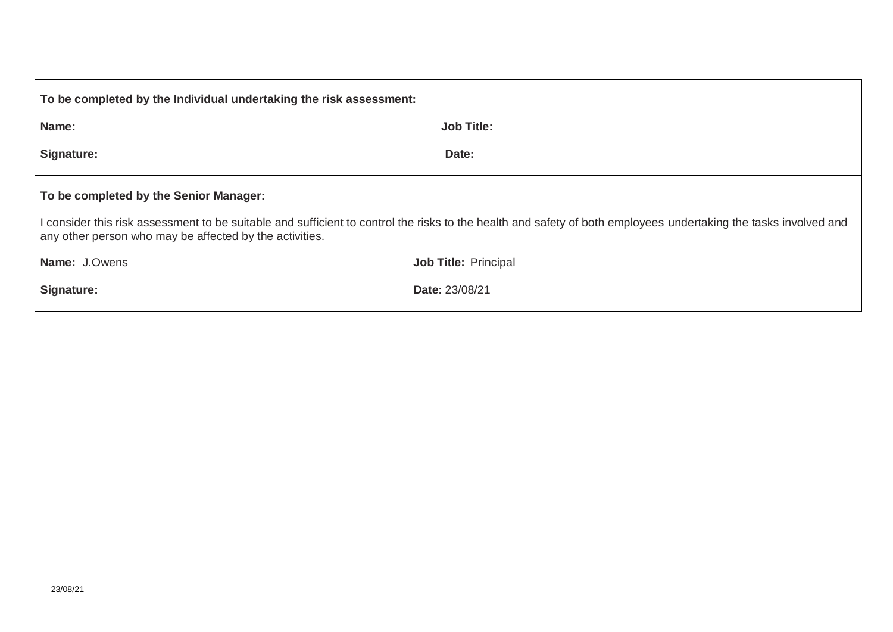**To be completed by the Individual undertaking the risk assessment:**

**Name:** **Job Title:**

**Signature:** **Date:**

**To be completed by the Senior Manager:**

I consider this risk assessment to be suitable and sufficient to control the risks to the health and safety of both employees undertaking the tasks involved and any other person who may be affected by the activities.

**Name:** J.Owens **Job Title:** Principal

**Signature:** **Date:** 23/08/21

23/08/21